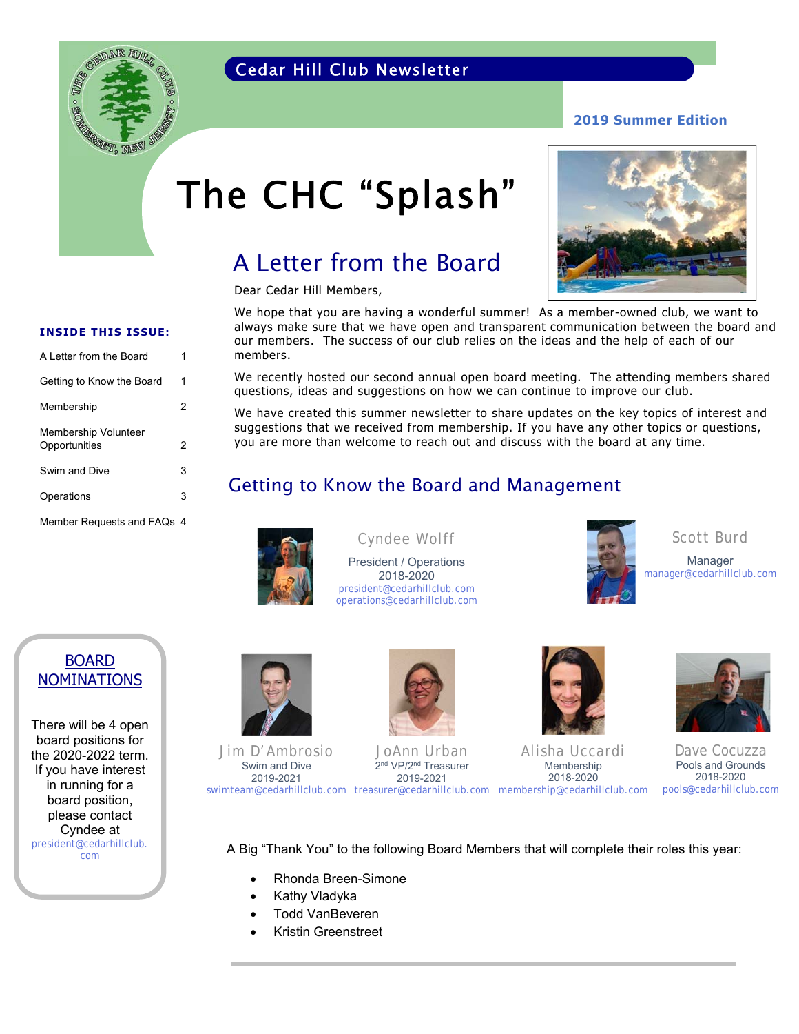Cedar Hill Club Newsletter

**2019 Summer Edition**

# The CHC "Splash"

**INSIDE THIS ISSUE:**

| | |
|---|---|
| A Letter from the Board | 1 |
| Getting to Know the Board | 1 |
| Membership | 2 |
| Membership Volunteer Opportunities | 2 |
| Swim and Dive | 3 |
| Operations | 3 |
| Member Requests and FAQs | 4 |

## A Letter from the Board

Dear Cedar Hill Members,

We hope that you are having a wonderful summer! As a member-owned club, we want to always make sure that we have open and transparent communication between the board and our members. The success of our club relies on the ideas and the help of each of our members.

We recently hosted our second annual open board meeting. The attending members shared questions, ideas and suggestions on how we can continue to improve our club.

We have created this summer newsletter to share updates on the key topics of interest and suggestions that we received from membership. If you have any other topics or questions, you are more than welcome to reach out and discuss with the board at any time.

## Getting to Know the Board and Management

**Cyndee Wolff**
President / Operations
2018-2020
president@cedarhillclub.com
operations@cedarhillclub.com

**Scott Burd**
Manager
manager@cedarhillclub.com

**Jim D'Ambrosio**
Swim and Dive
2019-2021
swimteam@cedarhillclub.com

**JoAnn Urban**
2nd VP/2nd Treasurer
2019-2021
treasurer@cedarhillclub.com

**Alisha Uccardi**
Membership
2018-2020
membership@cedarhillclub.com

**Dave Cocuzza**
Pools and Grounds
2018-2020
pools@cedarhillclub.com

### BOARD NOMINATIONS

There will be 4 open board positions for the 2020-2022 term. If you have interest in running for a board position, please contact Cyndee at president@cedarhillclub.com

A Big "Thank You" to the following Board Members that will complete their roles this year:

- Rhonda Breen-Simone
- Kathy Vladyka
- Todd VanBeveren
- Kristin Greenstreet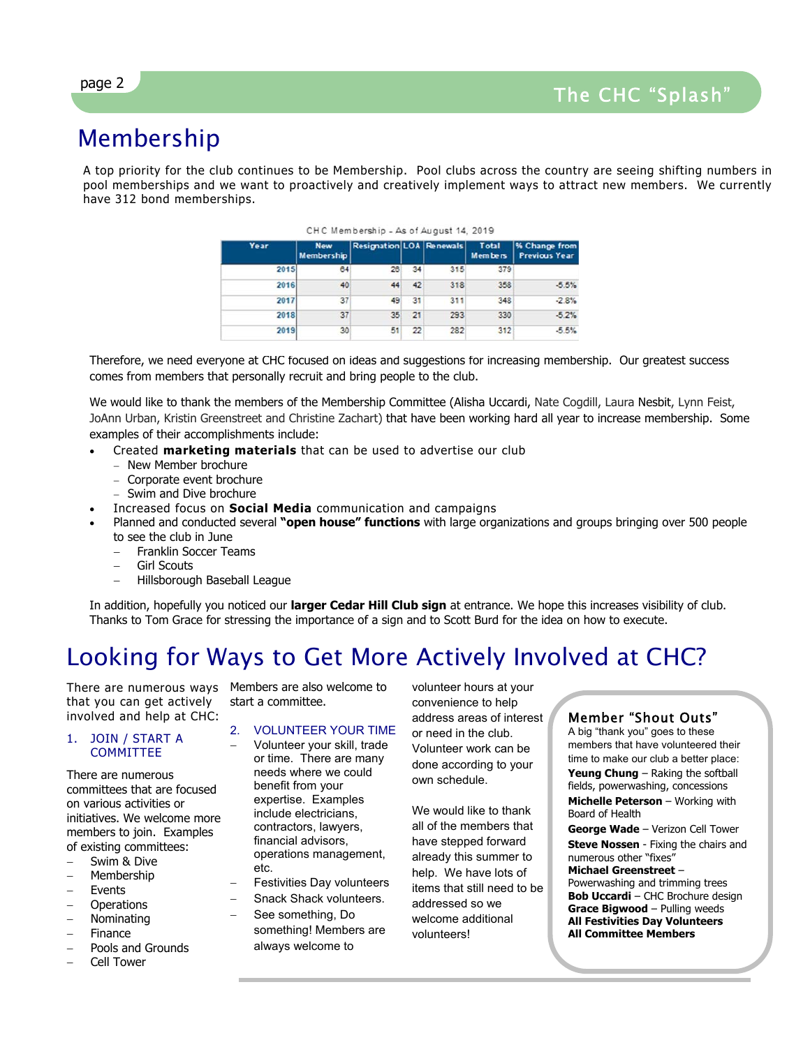# Membership

A top priority for the club continues to be Membership. Pool clubs across the country are seeing shifting numbers in pool memberships and we want to proactively and creatively implement ways to attract new members. We currently have 312 bond memberships.

CHC Membership - As of August 14, 2019

| Year | New Membership | Resignation | LOA | Renewals | Total Members | % Change from Previous Year |
|---|---|---|---|---|---|---|
| 2015 | 64 | 28 | 34 | 315 | 379 | |
| 2016 | 40 | 44 | 42 | 318 | 358 | -5.5% |
| 2017 | 37 | 49 | 31 | 311 | 348 | -2.8% |
| 2018 | 37 | 35 | 21 | 293 | 330 | -5.2% |
| 2019 | 30 | 51 | 22 | 282 | 312 | -5.5% |

Therefore, we need everyone at CHC focused on ideas and suggestions for increasing membership. Our greatest success comes from members that personally recruit and bring people to the club.

We would like to thank the members of the Membership Committee (Alisha Uccardi, Nate Cogdill, Laura Nesbit, Lynn Feist, JoAnn Urban, Kristin Greenstreet and Christine Zachart) that have been working hard all year to increase membership. Some examples of their accomplishments include:

- Created **marketing materials** that can be used to advertise our club
  - New Member brochure
  - Corporate event brochure
  - Swim and Dive brochure
- Increased focus on **Social Media** communication and campaigns
- Planned and conducted several **"open house" functions** with large organizations and groups bringing over 500 people to see the club in June
  - Franklin Soccer Teams
  - Girl Scouts
  - Hillsborough Baseball League

In addition, hopefully you noticed our **larger Cedar Hill Club sign** at entrance. We hope this increases visibility of club. Thanks to Tom Grace for stressing the importance of a sign and to Scott Burd for the idea on how to execute.

# Looking for Ways to Get More Actively Involved at CHC?

There are numerous ways that you can get actively involved and help at CHC:

1. JOIN / START A COMMITTEE

There are numerous committees that are focused on various activities or initiatives. We welcome more members to join. Examples of existing committees:

- Swim & Dive
- Membership
- Events
- Operations
- Nominating
- Finance
- Pools and Grounds
- Cell Tower

Members are also welcome to start a committee.

2. VOLUNTEER YOUR TIME

- Volunteer your skill, trade or time. There are many needs where we could benefit from your expertise. Examples include electricians, contractors, lawyers, financial advisors, operations management, etc.
- Festivities Day volunteers
- Snack Shack volunteers.
- See something, Do something! Members are always welcome to volunteer hours at your convenience to help address areas of interest or need in the club. Volunteer work can be done according to your own schedule.

We would like to thank all of the members that have stepped forward already this summer to help. We have lots of items that still need to be addressed so we welcome additional volunteers!

## Member "Shout Outs"

A big "thank you" goes to these members that have volunteered their time to make our club a better place:

**Yeung Chung** – Raking the softball fields, powerwashing, concessions
**Michelle Peterson** – Working with Board of Health
**George Wade** – Verizon Cell Tower
**Steve Nossen** - Fixing the chairs and numerous other "fixes"
**Michael Greenstreet** – Powerwashing and trimming trees
**Bob Uccardi** – CHC Brochure design
**Grace Bigwood** – Pulling weeds
**All Festivities Day Volunteers**
**All Committee Members**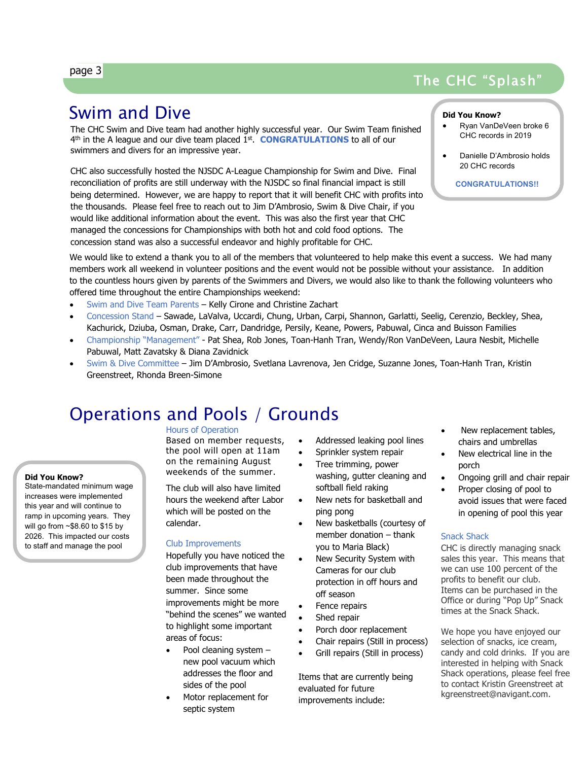# Swim and Dive

The CHC Swim and Dive team had another highly successful year. Our Swim Team finished 4th in the A league and our dive team placed 1st. **CONGRATULATIONS** to all of our swimmers and divers for an impressive year.

CHC also successfully hosted the NJSDC A-League Championship for Swim and Dive. Final reconciliation of profits are still underway with the NJSDC so final financial impact is still being determined. However, we are happy to report that it will benefit CHC with profits into the thousands. Please feel free to reach out to Jim D'Ambrosio, Swim & Dive Chair, if you would like additional information about the event. This was also the first year that CHC managed the concessions for Championships with both hot and cold food options. The concession stand was also a successful endeavor and highly profitable for CHC.

**Did You Know?**

- Ryan VanDeVeen broke 6 CHC records in 2019
- Danielle D'Ambrosio holds 20 CHC records

**CONGRATULATIONS!!**

We would like to extend a thank you to all of the members that volunteered to help make this event a success. We had many members work all weekend in volunteer positions and the event would not be possible without your assistance. In addition to the countless hours given by parents of the Swimmers and Divers, we would also like to thank the following volunteers who offered time throughout the entire Championships weekend:

- Swim and Dive Team Parents – Kelly Cirone and Christine Zachart
- Concession Stand – Sawade, LaValva, Uccardi, Chung, Urban, Carpi, Shannon, Garlatti, Seelig, Cerenzio, Beckley, Shea, Kachurick, Dziuba, Osman, Drake, Carr, Dandridge, Persily, Keane, Powers, Pabuwal, Cinca and Buisson Families
- Championship "Management" - Pat Shea, Rob Jones, Toan-Hanh Tran, Wendy/Ron VanDeVeen, Laura Nesbit, Michelle Pabuwal, Matt Zavatsky & Diana Zavidnick
- Swim & Dive Committee – Jim D'Ambrosio, Svetlana Lavrenova, Jen Cridge, Suzanne Jones, Toan-Hanh Tran, Kristin Greenstreet, Rhonda Breen-Simone

# Operations and Pools / Grounds

**Did You Know?**
State-mandated minimum wage increases were implemented this year and will continue to ramp in upcoming years. They will go from ~$8.60 to $15 by 2026. This impacted our costs to staff and manage the pool

### Hours of Operation

Based on member requests, the pool will open at 11am on the remaining August weekends of the summer.

The club will also have limited hours the weekend after Labor Day which will be posted on the calendar.

### Club Improvements

Hopefully you have noticed the club improvements that have been made throughout the summer. Since some improvements might be more "behind the scenes" we wanted to highlight some important areas of focus:

- Pool cleaning system – new pool vacuum which addresses the floor and sides of the pool
- Motor replacement for septic system
- Addressed leaking pool lines
- Sprinkler system repair
- Tree trimming, power washing, gutter cleaning and softball field raking
- New nets for basketball and ping pong
- New basketballs (courtesy of member donation – thank you to Maria Black)
- New Security System with Cameras for our club protection in off hours and off season
- Fence repairs
- Shed repair
- Porch door replacement
- Chair repairs (Still in process)
- Grill repairs (Still in process)

Items that are currently being evaluated for future improvements include:

- New replacement tables, chairs and umbrellas
- New electrical line in the porch
- Ongoing grill and chair repair
- Proper closing of pool to avoid issues that were faced in opening of pool this year

### Snack Shack

CHC is directly managing snack sales this year. This means that we can use 100 percent of the profits to benefit our club. Items can be purchased in the Office or during "Pop Up" Snack times at the Snack Shack.

We hope you have enjoyed our selection of snacks, ice cream, candy and cold drinks. If you are interested in helping with Snack Shack operations, please feel free to contact Kristin Greenstreet at kgreenstreet@navigant.com.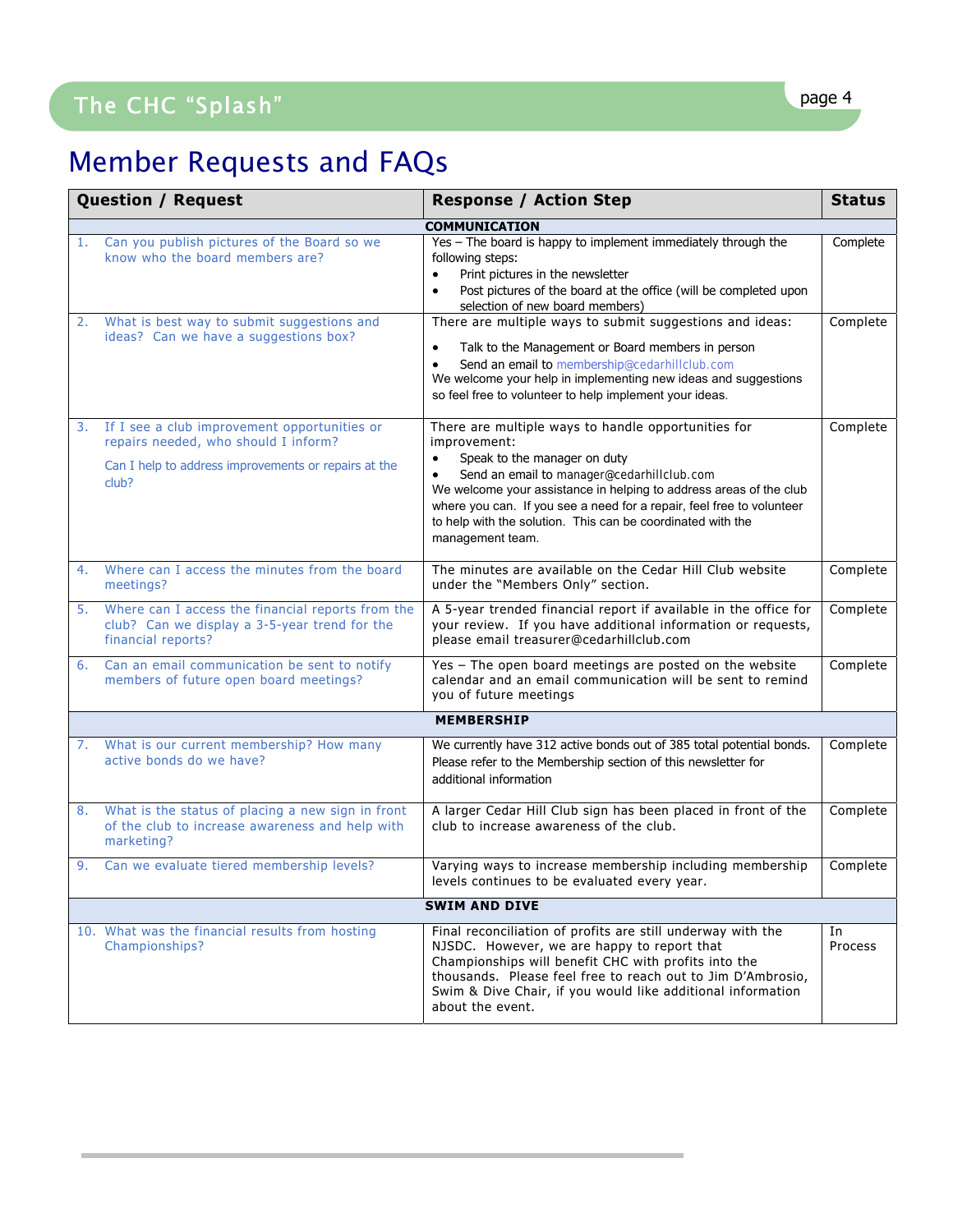# Member Requests and FAQs

| Question / Request | Response / Action Step | Status |
|---|---|---|
| **COMMUNICATION** | | |
| 1. Can you publish pictures of the Board so we know who the board members are? | Yes – The board is happy to implement immediately through the following steps:<br>• Print pictures in the newsletter<br>• Post pictures of the board at the office (will be completed upon selection of new board members) | Complete |
| 2. What is best way to submit suggestions and ideas? Can we have a suggestions box? | There are multiple ways to submit suggestions and ideas:<br>• Talk to the Management or Board members in person<br>• Send an email to membership@cedarhillclub.com<br>We welcome your help in implementing new ideas and suggestions so feel free to volunteer to help implement your ideas. | Complete |
| 3. If I see a club improvement opportunities or repairs needed, who should I inform?<br>Can I help to address improvements or repairs at the club? | There are multiple ways to handle opportunities for improvement:<br>• Speak to the manager on duty<br>• Send an email to manager@cedarhillclub.com<br>We welcome your assistance in helping to address areas of the club where you can. If you see a need for a repair, feel free to volunteer to help with the solution. This can be coordinated with the management team. | Complete |
| 4. Where can I access the minutes from the board meetings? | The minutes are available on the Cedar Hill Club website under the "Members Only" section. | Complete |
| 5. Where can I access the financial reports from the club? Can we display a 3-5-year trend for the financial reports? | A 5-year trended financial report if available in the office for your review. If you have additional information or requests, please email treasurer@cedarhillclub.com | Complete |
| 6. Can an email communication be sent to notify members of future open board meetings? | Yes – The open board meetings are posted on the website calendar and an email communication will be sent to remind you of future meetings | Complete |
| **MEMBERSHIP** | | |
| 7. What is our current membership? How many active bonds do we have? | We currently have 312 active bonds out of 385 total potential bonds. Please refer to the Membership section of this newsletter for additional information | Complete |
| 8. What is the status of placing a new sign in front of the club to increase awareness and help with marketing? | A larger Cedar Hill Club sign has been placed in front of the club to increase awareness of the club. | Complete |
| 9. Can we evaluate tiered membership levels? | Varying ways to increase membership including membership levels continues to be evaluated every year. | Complete |
| **SWIM AND DIVE** | | |
| 10. What was the financial results from hosting Championships? | Final reconciliation of profits are still underway with the NJSDC. However, we are happy to report that Championships will benefit CHC with profits into the thousands. Please feel free to reach out to Jim D'Ambrosio, Swim & Dive Chair, if you would like additional information about the event. | In Process |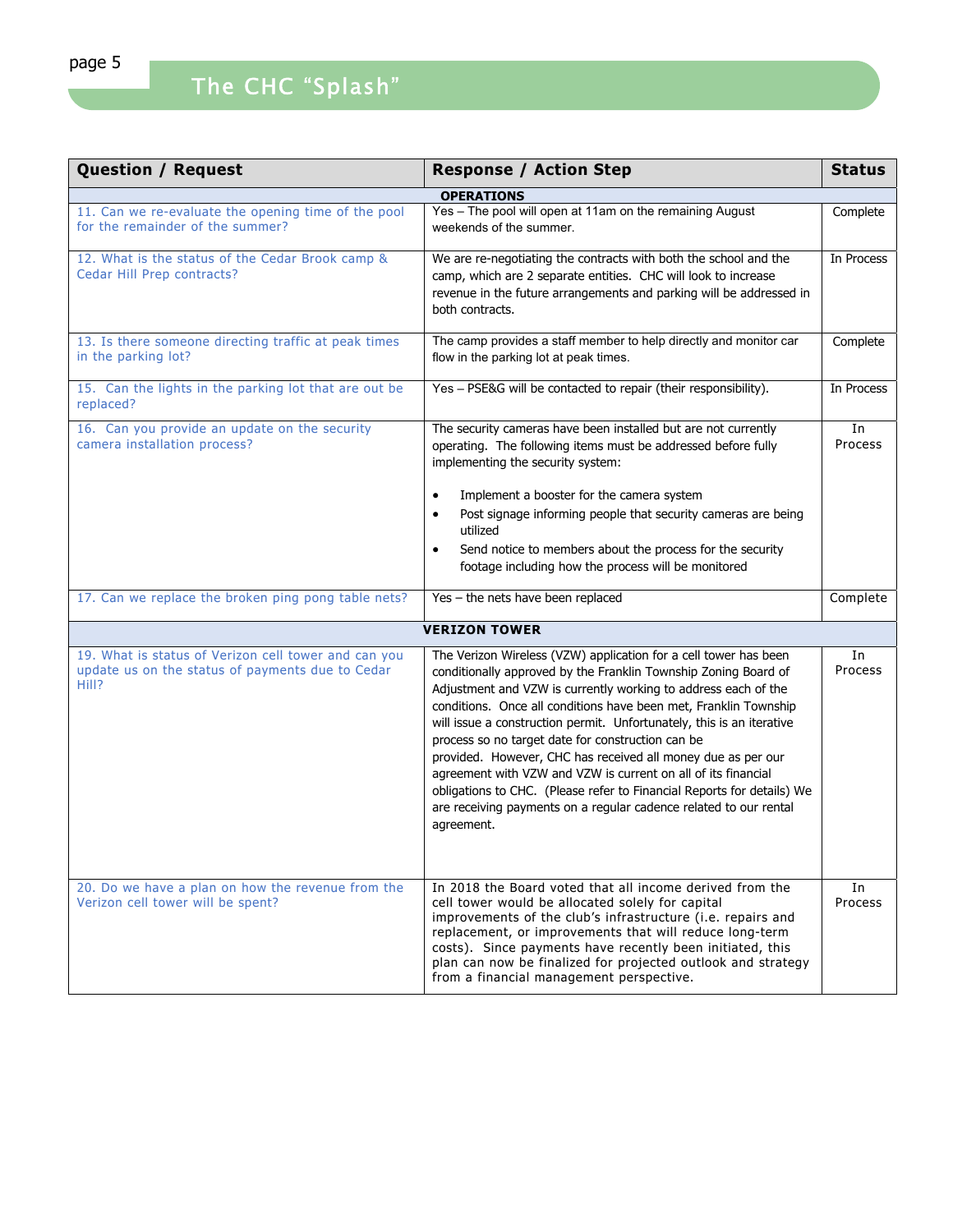## The CHC "Splash"

| Question / Request | Response / Action Step | Status |
|---|---|---|
| **OPERATIONS** | | |
| 11. Can we re-evaluate the opening time of the pool for the remainder of the summer? | Yes – The pool will open at 11am on the remaining August weekends of the summer. | Complete |
| 12. What is the status of the Cedar Brook camp & Cedar Hill Prep contracts? | We are re-negotiating the contracts with both the school and the camp, which are 2 separate entities. CHC will look to increase revenue in the future arrangements and parking will be addressed in both contracts. | In Process |
| 13. Is there someone directing traffic at peak times in the parking lot? | The camp provides a staff member to help directly and monitor car flow in the parking lot at peak times. | Complete |
| 15. Can the lights in the parking lot that are out be replaced? | Yes – PSE&G will be contacted to repair (their responsibility). | In Process |
| 16. Can you provide an update on the security camera installation process? | The security cameras have been installed but are not currently operating. The following items must be addressed before fully implementing the security system:<br>• Implement a booster for the camera system<br>• Post signage informing people that security cameras are being utilized<br>• Send notice to members about the process for the security footage including how the process will be monitored | In Process |
| 17. Can we replace the broken ping pong table nets? | Yes – the nets have been replaced | Complete |
| **VERIZON TOWER** | | |
| 19. What is status of Verizon cell tower and can you update us on the status of payments due to Cedar Hill? | The Verizon Wireless (VZW) application for a cell tower has been conditionally approved by the Franklin Township Zoning Board of Adjustment and VZW is currently working to address each of the conditions. Once all conditions have been met, Franklin Township will issue a construction permit. Unfortunately, this is an iterative process so no target date for construction can be provided. However, CHC has received all money due as per our agreement with VZW and VZW is current on all of its financial obligations to CHC. (Please refer to Financial Reports for details) We are receiving payments on a regular cadence related to our rental agreement. | In Process |
| 20. Do we have a plan on how the revenue from the Verizon cell tower will be spent? | In 2018 the Board voted that all income derived from the cell tower would be allocated solely for capital improvements of the club's infrastructure (i.e. repairs and replacement, or improvements that will reduce long-term costs). Since payments have recently been initiated, this plan can now be finalized for projected outlook and strategy from a financial management perspective. | In Process |